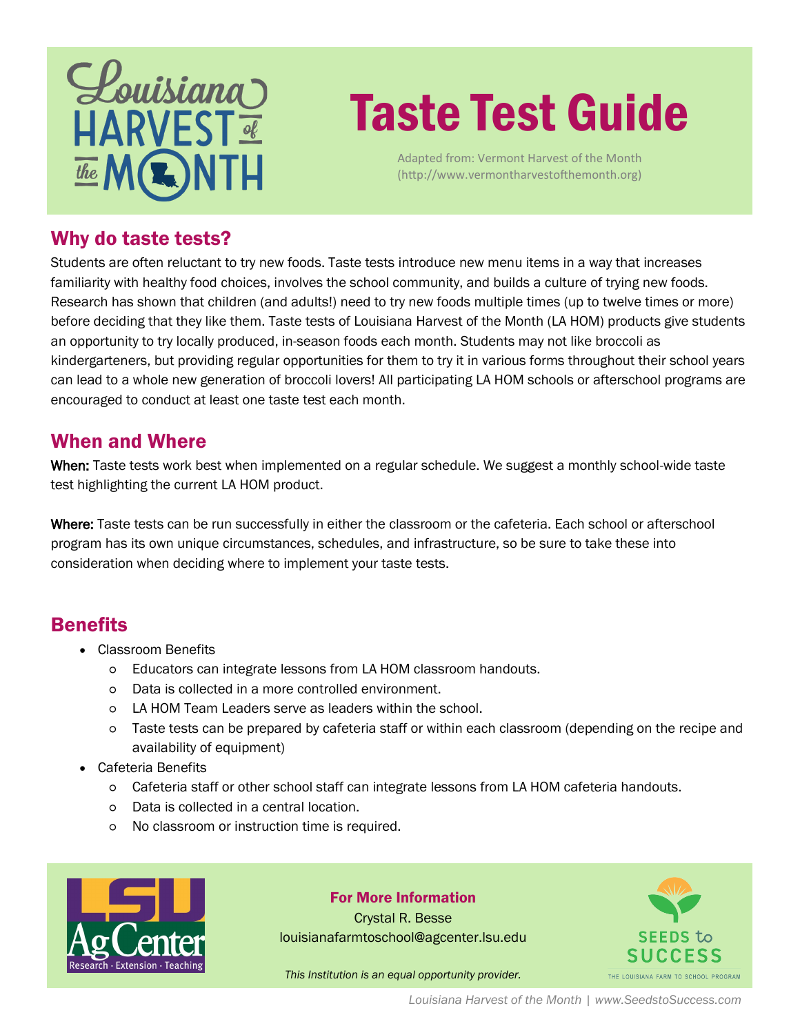# Taste Test Guide

Adapted from: Vermont Harvest of the Month (http://www.vermontharvestofthemonth.org)

## Why do taste tests?

Students are often reluctant to try new foods. Taste tests introduce new menu items in a way that increases familiarity with healthy food choices, involves the school community, and builds a culture of trying new foods. Research has shown that children (and adults!) need to try new foods multiple times (up to twelve times or more) before deciding that they like them. Taste tests of Louisiana Harvest of the Month (LA HOM) products give students an opportunity to try locally produced, in-season foods each month. Students may not like broccoli as kindergarteners, but providing regular opportunities for them to try it in various forms throughout their school years can lead to a whole new generation of broccoli lovers! All participating LA HOM schools or afterschool programs are encouraged to conduct at least one taste test each month.

## When and Where

**When:** Taste tests work best when implemented on a regular schedule. We suggest a monthly school-wide taste test highlighting the current LA HOM product.

**Where:** Taste tests can be run successfully in either the classroom or the cafeteria. Each school or afterschool program has its own unique circumstances, schedules, and infrastructure, so be sure to take these into consideration when deciding where to implement your taste tests.

## Benefits

- Classroom Benefits
  - Educators can integrate lessons from LA HOM classroom handouts.
  - Data is collected in a more controlled environment.
  - LA HOM Team Leaders serve as leaders within the school.
  - Taste tests can be prepared by cafeteria staff or within each classroom (depending on the recipe and availability of equipment)
- Cafeteria Benefits
  - Cafeteria staff or other school staff can integrate lessons from LA HOM cafeteria handouts.
  - Data is collected in a central location.
  - No classroom or instruction time is required.

**For More Information**

Crystal R. Besse

louisianafarmtoschool@agcenter.lsu.edu

*This Institution is an equal opportunity provider.*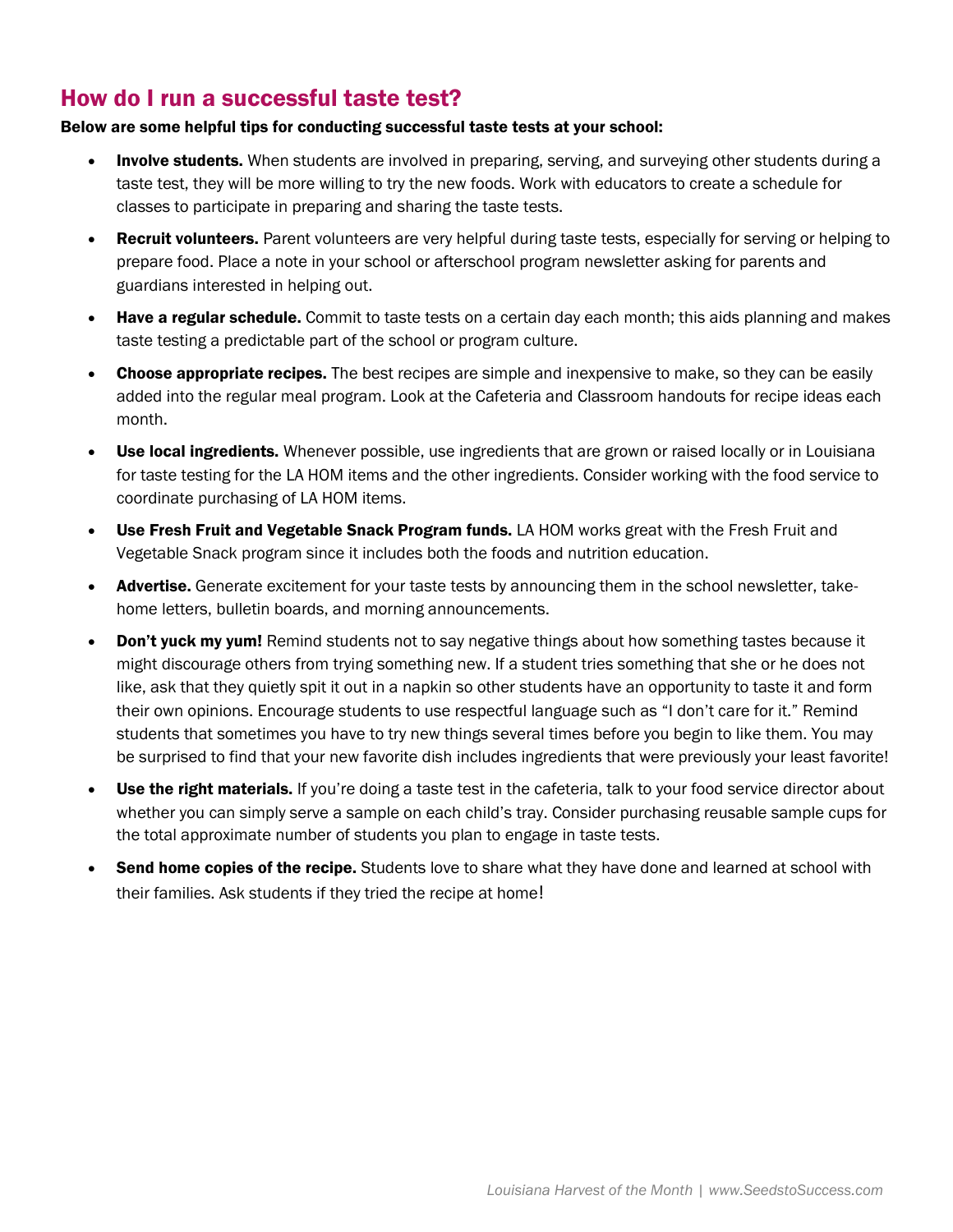## How do I run a successful taste test?

**Below are some helpful tips for conducting successful taste tests at your school:**

- **Involve students.** When students are involved in preparing, serving, and surveying other students during a taste test, they will be more willing to try the new foods. Work with educators to create a schedule for classes to participate in preparing and sharing the taste tests.
- **Recruit volunteers.** Parent volunteers are very helpful during taste tests, especially for serving or helping to prepare food. Place a note in your school or afterschool program newsletter asking for parents and guardians interested in helping out.
- **Have a regular schedule.** Commit to taste tests on a certain day each month; this aids planning and makes taste testing a predictable part of the school or program culture.
- **Choose appropriate recipes.** The best recipes are simple and inexpensive to make, so they can be easily added into the regular meal program. Look at the Cafeteria and Classroom handouts for recipe ideas each month.
- **Use local ingredients.** Whenever possible, use ingredients that are grown or raised locally or in Louisiana for taste testing for the LA HOM items and the other ingredients. Consider working with the food service to coordinate purchasing of LA HOM items.
- **Use Fresh Fruit and Vegetable Snack Program funds.** LA HOM works great with the Fresh Fruit and Vegetable Snack program since it includes both the foods and nutrition education.
- **Advertise.** Generate excitement for your taste tests by announcing them in the school newsletter, take-home letters, bulletin boards, and morning announcements.
- **Don't yuck my yum!** Remind students not to say negative things about how something tastes because it might discourage others from trying something new. If a student tries something that she or he does not like, ask that they quietly spit it out in a napkin so other students have an opportunity to taste it and form their own opinions. Encourage students to use respectful language such as "I don't care for it." Remind students that sometimes you have to try new things several times before you begin to like them. You may be surprised to find that your new favorite dish includes ingredients that were previously your least favorite!
- **Use the right materials.** If you're doing a taste test in the cafeteria, talk to your food service director about whether you can simply serve a sample on each child's tray. Consider purchasing reusable sample cups for the total approximate number of students you plan to engage in taste tests.
- **Send home copies of the recipe.** Students love to share what they have done and learned at school with their families. Ask students if they tried the recipe at home!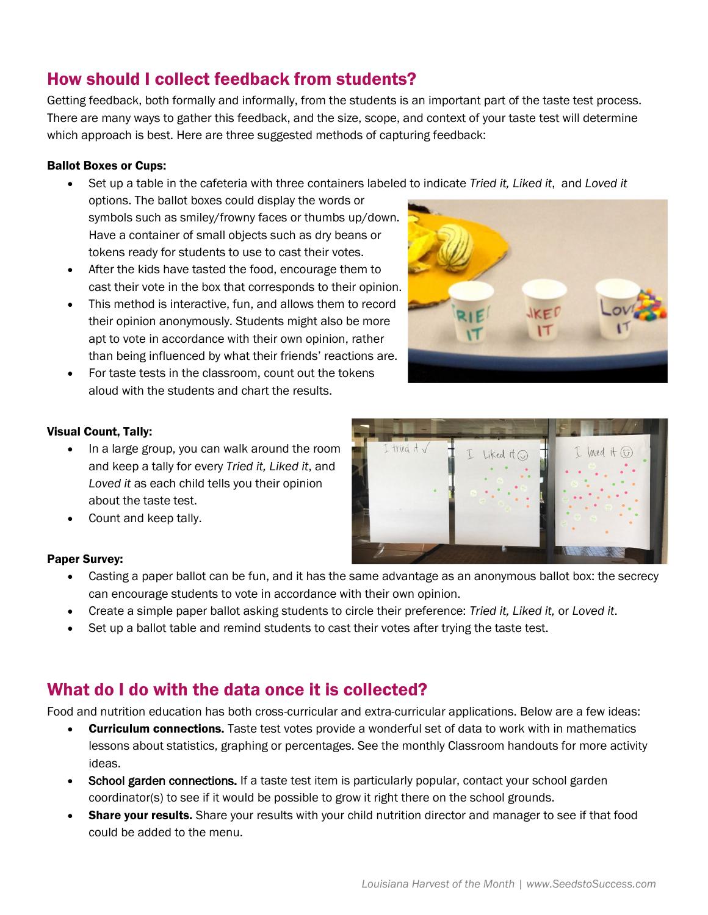## How should I collect feedback from students?

Getting feedback, both formally and informally, from the students is an important part of the taste test process. There are many ways to gather this feedback, and the size, scope, and context of your taste test will determine which approach is best. Here are three suggested methods of capturing feedback:

**Ballot Boxes or Cups:**

- Set up a table in the cafeteria with three containers labeled to indicate *Tried it, Liked it*, and *Loved it* options. The ballot boxes could display the words or symbols such as smiley/frowny faces or thumbs up/down. Have a container of small objects such as dry beans or tokens ready for students to use to cast their votes.
- After the kids have tasted the food, encourage them to cast their vote in the box that corresponds to their opinion.
- This method is interactive, fun, and allows them to record their opinion anonymously. Students might also be more apt to vote in accordance with their own opinion, rather than being influenced by what their friends' reactions are.
- For taste tests in the classroom, count out the tokens aloud with the students and chart the results.

**Visual Count, Tally:**

- In a large group, you can walk around the room and keep a tally for every *Tried it, Liked it*, and *Loved it* as each child tells you their opinion about the taste test.
- Count and keep tally.

**Paper Survey:**

- Casting a paper ballot can be fun, and it has the same advantage as an anonymous ballot box: the secrecy can encourage students to vote in accordance with their own opinion.
- Create a simple paper ballot asking students to circle their preference: *Tried it, Liked it,* or *Loved it*.
- Set up a ballot table and remind students to cast their votes after trying the taste test.

## What do I do with the data once it is collected?

Food and nutrition education has both cross-curricular and extra-curricular applications. Below are a few ideas:

- **Curriculum connections.** Taste test votes provide a wonderful set of data to work with in mathematics lessons about statistics, graphing or percentages. See the monthly Classroom handouts for more activity ideas.
- **School garden connections.** If a taste test item is particularly popular, contact your school garden coordinator(s) to see if it would be possible to grow it right there on the school grounds.
- **Share your results.** Share your results with your child nutrition director and manager to see if that food could be added to the menu.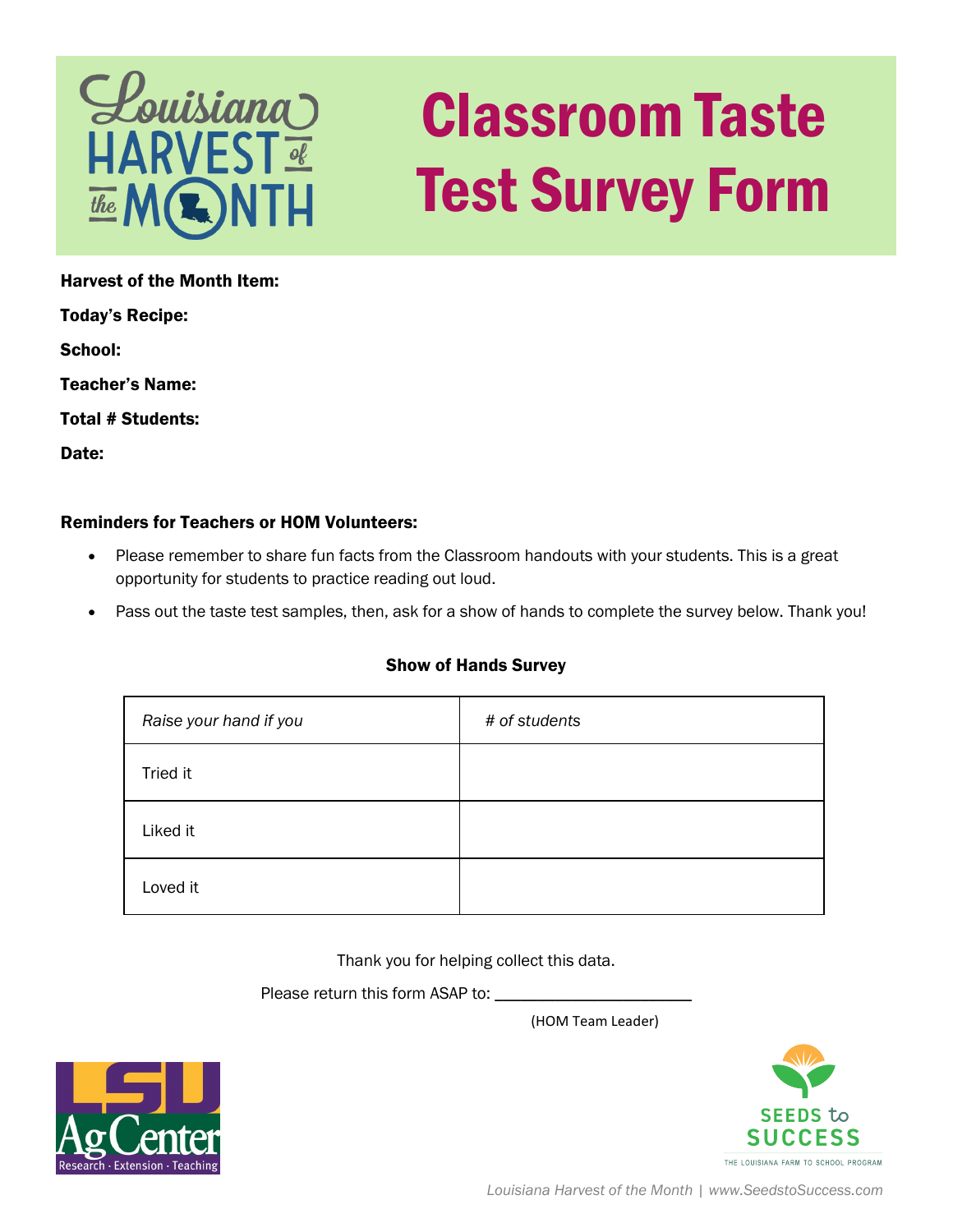# Classroom Taste Test Survey Form

**Harvest of the Month Item:**

**Today's Recipe:**

**School:**

**Teacher's Name:**

**Total # Students:**

**Date:**

**Reminders for Teachers or HOM Volunteers:**

- Please remember to share fun facts from the Classroom handouts with your students. This is a great opportunity for students to practice reading out loud.
- Pass out the taste test samples, then, ask for a show of hands to complete the survey below. Thank you!

**Show of Hands Survey**

| *Raise your hand if you* | *# of students* |
|---|---|
| Tried it | |
| Liked it | |
| Loved it | |

Thank you for helping collect this data.

Please return this form ASAP to: ______________________

(HOM Team Leader)

Louisiana Harvest of the Month | www.SeedstoSuccess.com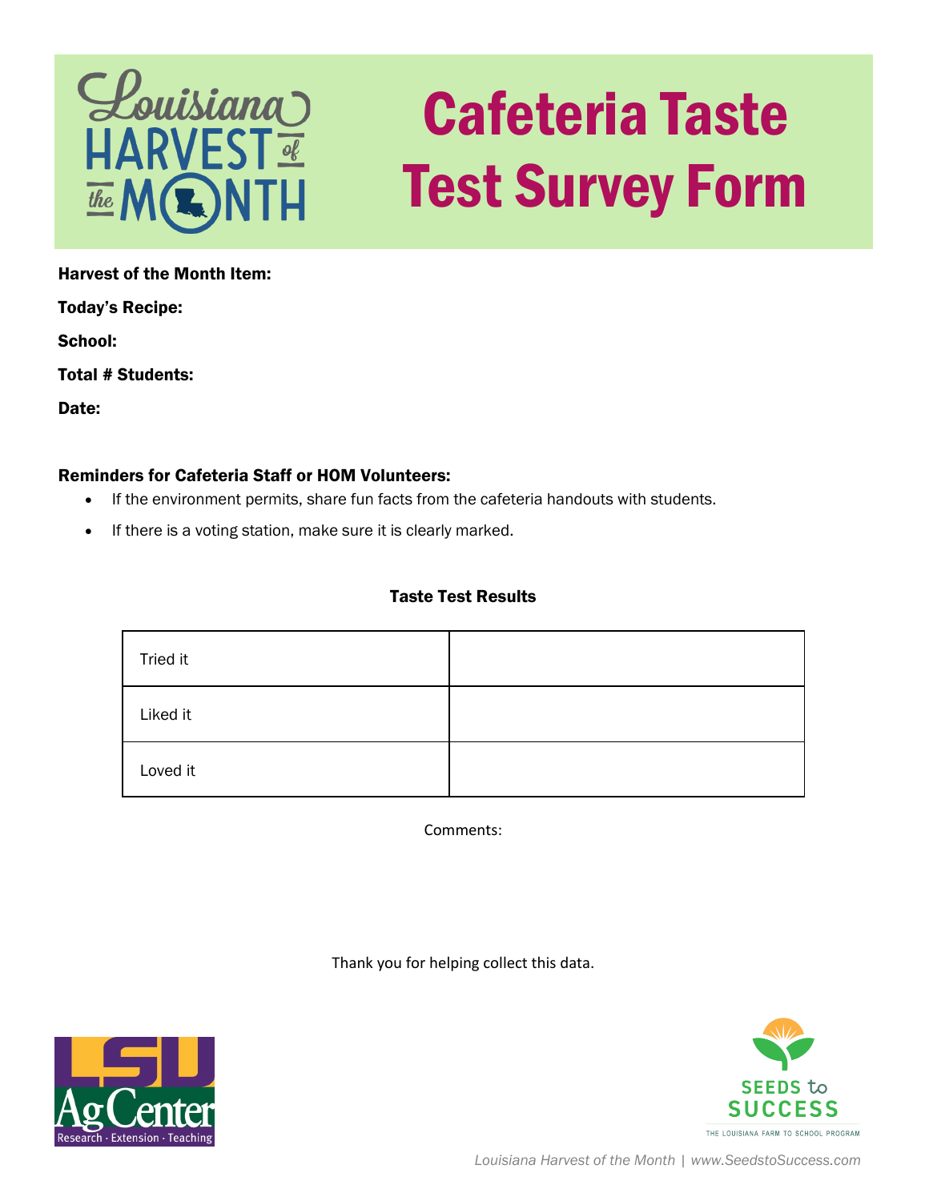# Cafeteria Taste Test Survey Form

**Harvest of the Month Item:**

**Today's Recipe:**

**School:**

**Total # Students:**

**Date:**

**Reminders for Cafeteria Staff or HOM Volunteers:**

- If the environment permits, share fun facts from the cafeteria handouts with students.
- If there is a voting station, make sure it is clearly marked.

**Taste Test Results**

| | |
|---|---|
| Tried it | |
| Liked it | |
| Loved it | |

Comments:

Thank you for helping collect this data.

*Louisiana Harvest of the Month | www.SeedstoSuccess.com*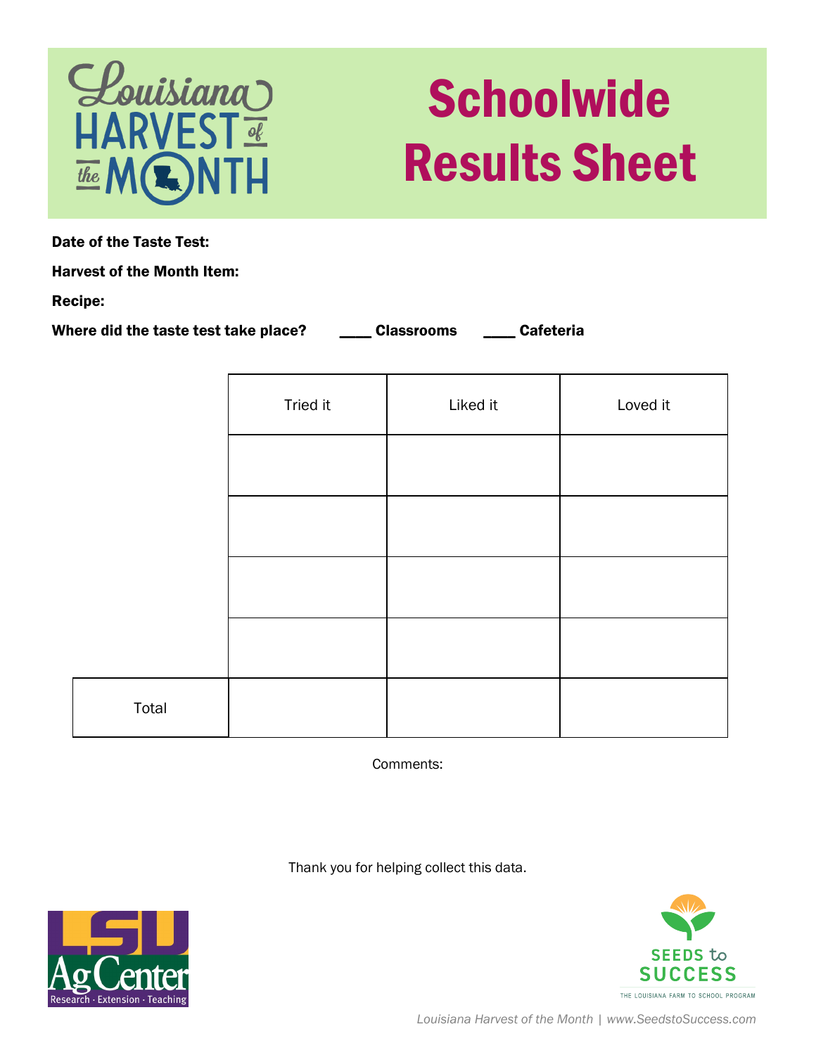# Schoolwide Results Sheet

**Date of the Taste Test:**

**Harvest of the Month Item:**

**Recipe:**

**Where did the taste test take place?** ____ **Classrooms** ____ **Cafeteria**

| | Tried it | Liked it | Loved it |
|---|---|---|---|
| | | | |
| | | | |
| | | | |
| | | | |
| Total | | | |

Comments:

Thank you for helping collect this data.

*Louisiana Harvest of the Month* | *www.SeedstoSuccess.com*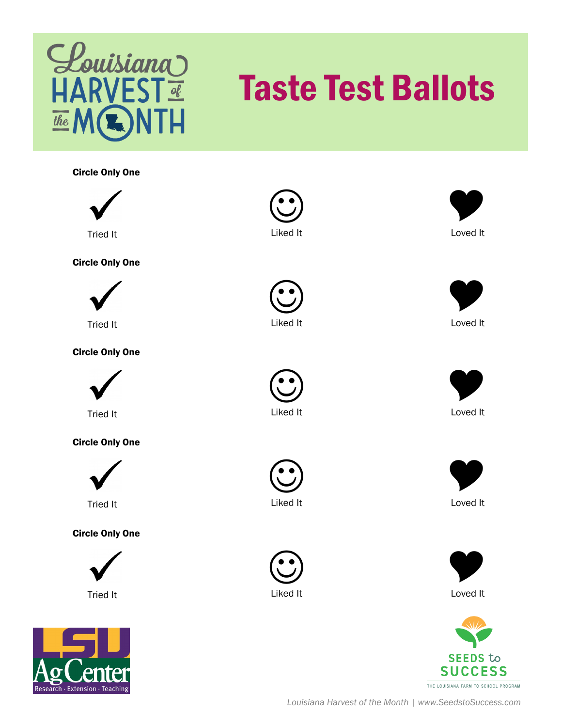Louisiana HARVEST of the MONTH

# Taste Test Ballots

**Circle Only One**

Tried It | Liked It | Loved It

**Circle Only One**

Tried It | Liked It | Loved It

**Circle Only One**

Tried It | Liked It | Loved It

**Circle Only One**

Tried It | Liked It | Loved It

**Circle Only One**

Tried It | Liked It | Loved It

LSU AgCenter Research · Extension · Teaching

SEEDS to SUCCESS
THE LOUISIANA FARM TO SCHOOL PROGRAM

*Louisiana Harvest of the Month | www.SeedstoSuccess.com*